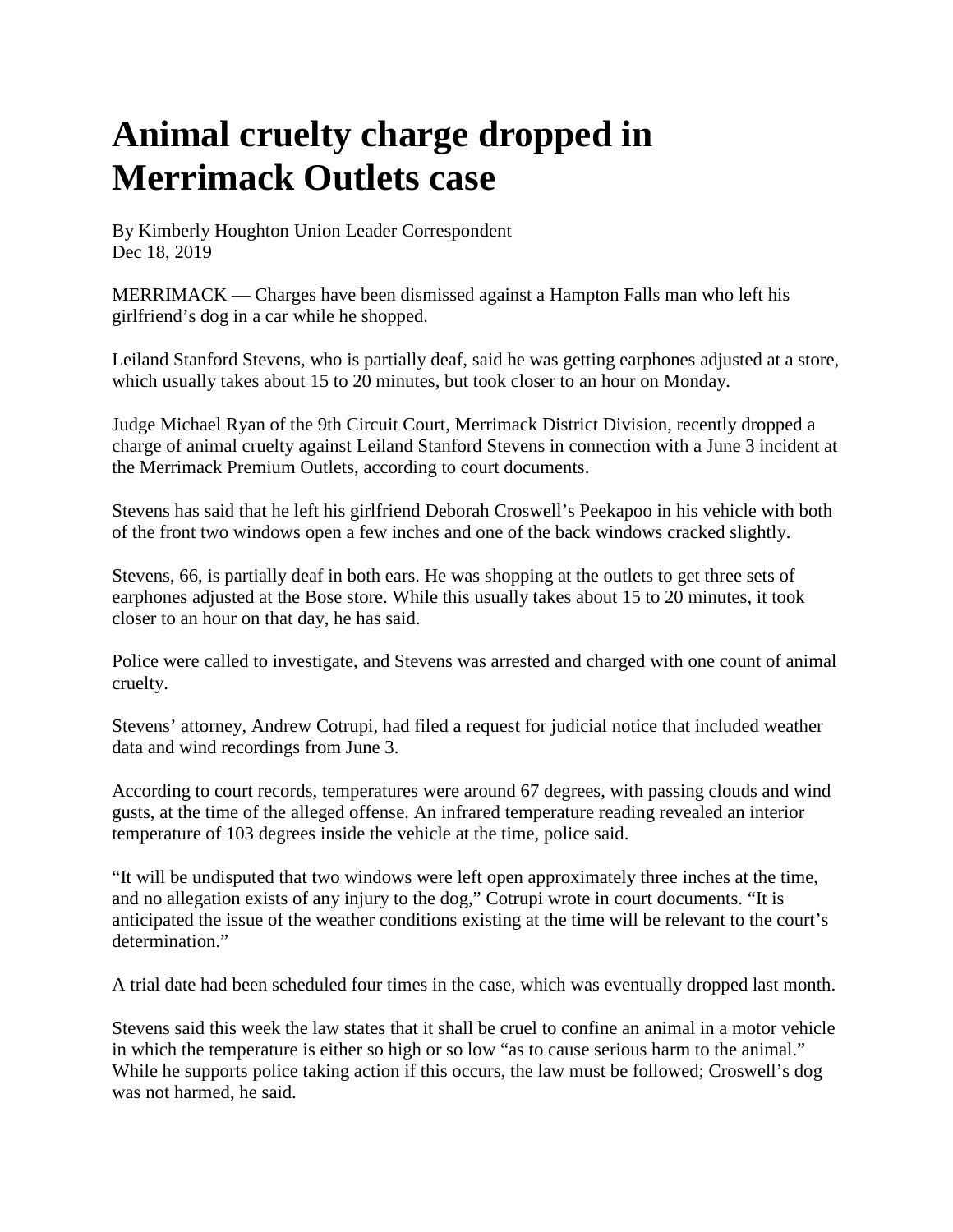# Animal cruelty charge dropped in Merrimack Outlets case

By Kimberly Houghton Union Leader Correspondent
Dec 18, 2019

MERRIMACK — Charges have been dismissed against a Hampton Falls man who left his girlfriend's dog in a car while he shopped.

Leiland Stanford Stevens, who is partially deaf, said he was getting earphones adjusted at a store, which usually takes about 15 to 20 minutes, but took closer to an hour on Monday.

Judge Michael Ryan of the 9th Circuit Court, Merrimack District Division, recently dropped a charge of animal cruelty against Leiland Stanford Stevens in connection with a June 3 incident at the Merrimack Premium Outlets, according to court documents.

Stevens has said that he left his girlfriend Deborah Croswell's Peekapoo in his vehicle with both of the front two windows open a few inches and one of the back windows cracked slightly.

Stevens, 66, is partially deaf in both ears. He was shopping at the outlets to get three sets of earphones adjusted at the Bose store. While this usually takes about 15 to 20 minutes, it took closer to an hour on that day, he has said.

Police were called to investigate, and Stevens was arrested and charged with one count of animal cruelty.

Stevens' attorney, Andrew Cotrupi, had filed a request for judicial notice that included weather data and wind recordings from June 3.

According to court records, temperatures were around 67 degrees, with passing clouds and wind gusts, at the time of the alleged offense. An infrared temperature reading revealed an interior temperature of 103 degrees inside the vehicle at the time, police said.

"It will be undisputed that two windows were left open approximately three inches at the time, and no allegation exists of any injury to the dog," Cotrupi wrote in court documents. "It is anticipated the issue of the weather conditions existing at the time will be relevant to the court's determination."

A trial date had been scheduled four times in the case, which was eventually dropped last month.

Stevens said this week the law states that it shall be cruel to confine an animal in a motor vehicle in which the temperature is either so high or so low "as to cause serious harm to the animal." While he supports police taking action if this occurs, the law must be followed; Croswell's dog was not harmed, he said.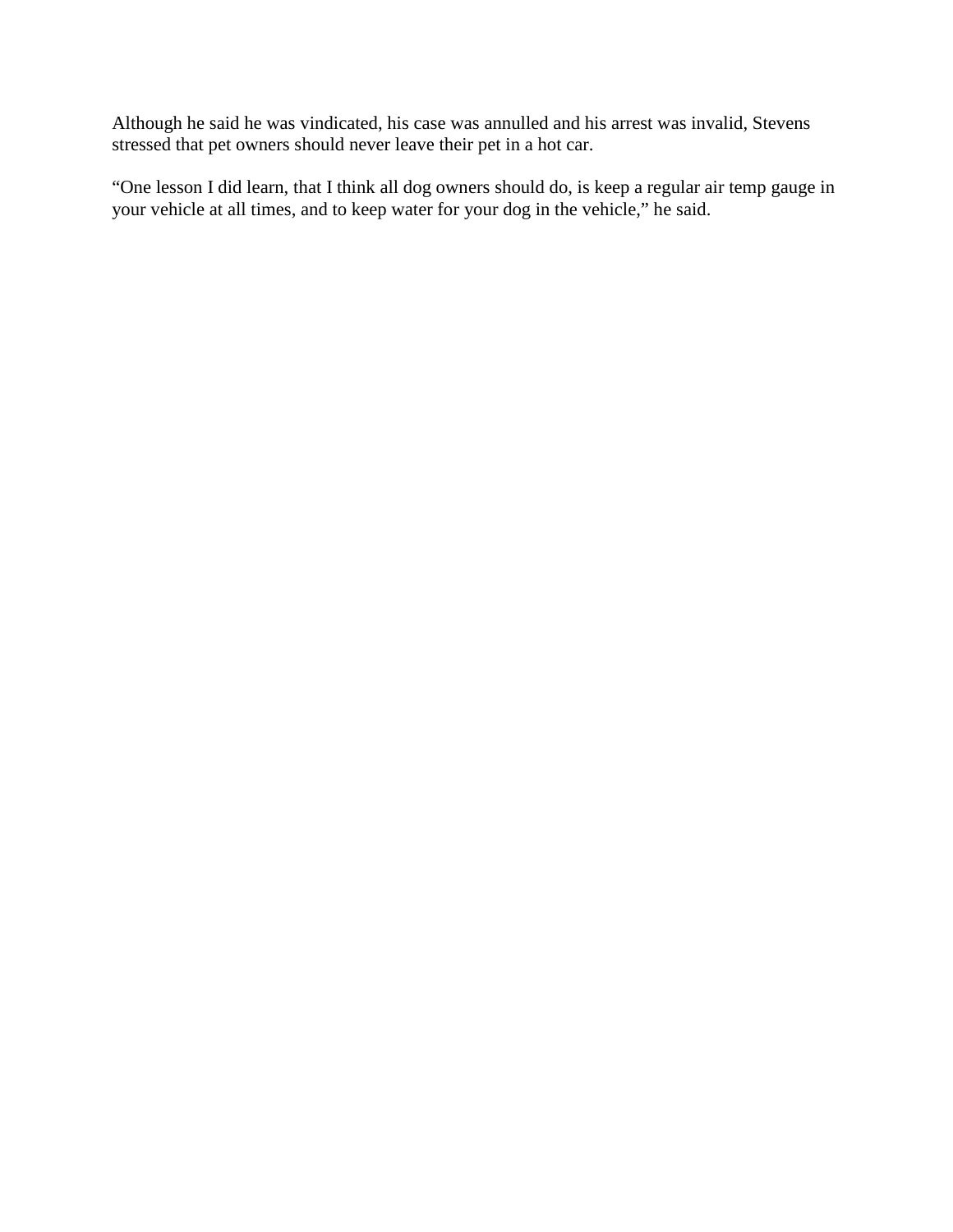Although he said he was vindicated, his case was annulled and his arrest was invalid, Stevens stressed that pet owners should never leave their pet in a hot car.

"One lesson I did learn, that I think all dog owners should do, is keep a regular air temp gauge in your vehicle at all times, and to keep water for your dog in the vehicle," he said.